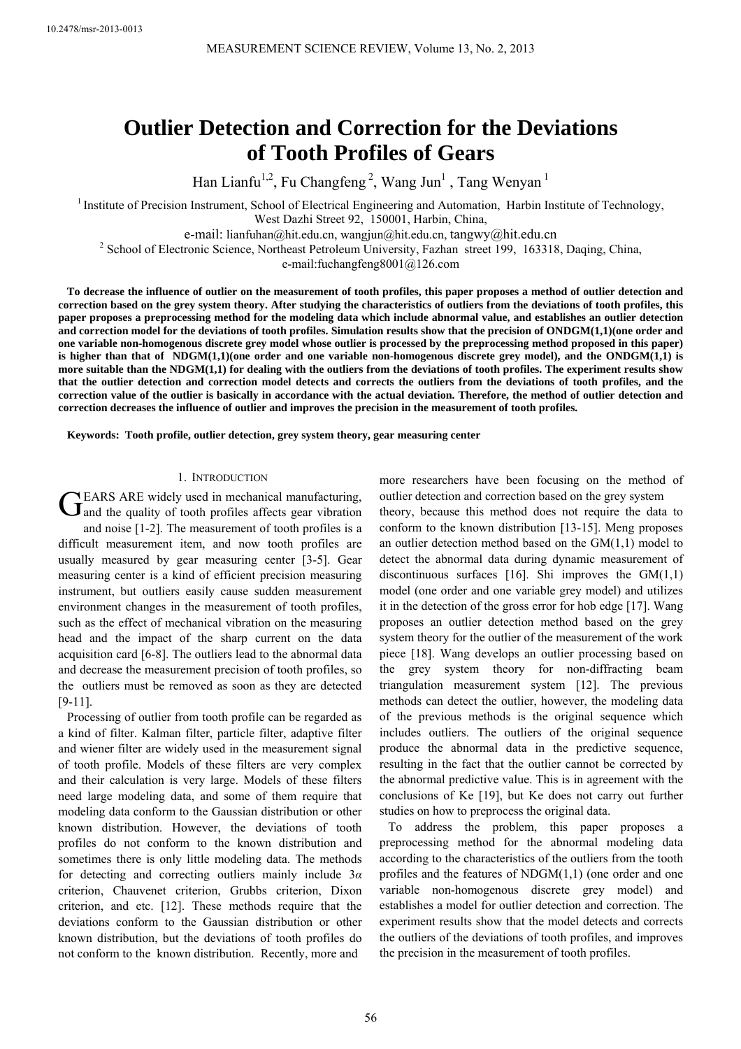# Outlier Detection and Correction for the Deviations of Tooth Profiles of Gears

Han Lianfu[1,2], Fu Changfeng[2], Wang Jun[1], Tang Wenyan[1]

[1] Institute of Precision Instrument, School of Electrical Engineering and Automation, Harbin Institute of Technology, West Dazhi Street 92, 150001, Harbin, China,
e-mail: lianfuhan@hit.edu.cn, wangjun@hit.edu.cn, tangwy@hit.edu.cn

[2] School of Electronic Science, Northeast Petroleum University, Fazhan street 199, 163318, Daqing, China,
e-mail:fuchangfeng8001@126.com

**To decrease the influence of outlier on the measurement of tooth profiles, this paper proposes a method of outlier detection and correction based on the grey system theory. After studying the characteristics of outliers from the deviations of tooth profiles, this paper proposes a preprocessing method for the modeling data which include abnormal value, and establishes an outlier detection and correction model for the deviations of tooth profiles. Simulation results show that the precision of ONDGM(1,1)(one order and one variable non-homogenous discrete grey model whose outlier is processed by the preprocessing method proposed in this paper) is higher than that of NDGM(1,1)(one order and one variable non-homogenous discrete grey model), and the ONDGM(1,1) is more suitable than the NDGM(1,1) for dealing with the outliers from the deviations of tooth profiles. The experiment results show that the outlier detection and correction model detects and corrects the outliers from the deviations of tooth profiles, and the correction value of the outlier is basically in accordance with the actual deviation. Therefore, the method of outlier detection and correction decreases the influence of outlier and improves the precision in the measurement of tooth profiles.**

**Keywords: Tooth profile, outlier detection, grey system theory, gear measuring center**

## 1. Introduction

GEARS ARE widely used in mechanical manufacturing, and the quality of tooth profiles affects gear vibration and noise [1-2]. The measurement of tooth profiles is a difficult measurement item, and now tooth profiles are usually measured by gear measuring center [3-5]. Gear measuring center is a kind of efficient precision measuring instrument, but outliers easily cause sudden measurement environment changes in the measurement of tooth profiles, such as the effect of mechanical vibration on the measuring head and the impact of the sharp current on the data acquisition card [6-8]. The outliers lead to the abnormal data and decrease the measurement precision of tooth profiles, so the outliers must be removed as soon as they are detected [9-11].

Processing of outlier from tooth profile can be regarded as a kind of filter. Kalman filter, particle filter, adaptive filter and wiener filter are widely used in the measurement signal of tooth profile. Models of these filters are very complex and their calculation is very large. Models of these filters need large modeling data, and some of them require that modeling data conform to the Gaussian distribution or other known distribution. However, the deviations of tooth profiles do not conform to the known distribution and sometimes there is only little modeling data. The methods for detecting and correcting outliers mainly include $3\alpha$ criterion, Chauvenet criterion, Grubbs criterion, Dixon criterion, and etc. [12]. These methods require that the deviations conform to the Gaussian distribution or other known distribution, but the deviations of tooth profiles do not conform to the known distribution. Recently, more and more researchers have been focusing on the method of outlier detection and correction based on the grey system theory, because this method does not require the data to conform to the known distribution [13-15]. Meng proposes an outlier detection method based on the GM(1,1) model to detect the abnormal data during dynamic measurement of discontinuous surfaces [16]. Shi improves the GM(1,1) model (one order and one variable grey model) and utilizes it in the detection of the gross error for hob edge [17]. Wang proposes an outlier detection method based on the grey system theory for the outlier of the measurement of the work piece [18]. Wang develops an outlier processing based on the grey system theory for non-diffracting beam triangulation measurement system [12]. The previous methods can detect the outlier, however, the modeling data of the previous methods is the original sequence which includes outliers. The outliers of the original sequence produce the abnormal data in the predictive sequence, resulting in the fact that the outlier cannot be corrected by the abnormal predictive value. This is in agreement with the conclusions of Ke [19], but Ke does not carry out further studies on how to preprocess the original data.

To address the problem, this paper proposes a preprocessing method for the abnormal modeling data according to the characteristics of the outliers from the tooth profiles and the features of NDGM(1,1) (one order and one variable non-homogenous discrete grey model) and establishes a model for outlier detection and correction. The experiment results show that the model detects and corrects the outliers of the deviations of tooth profiles, and improves the precision in the measurement of tooth profiles.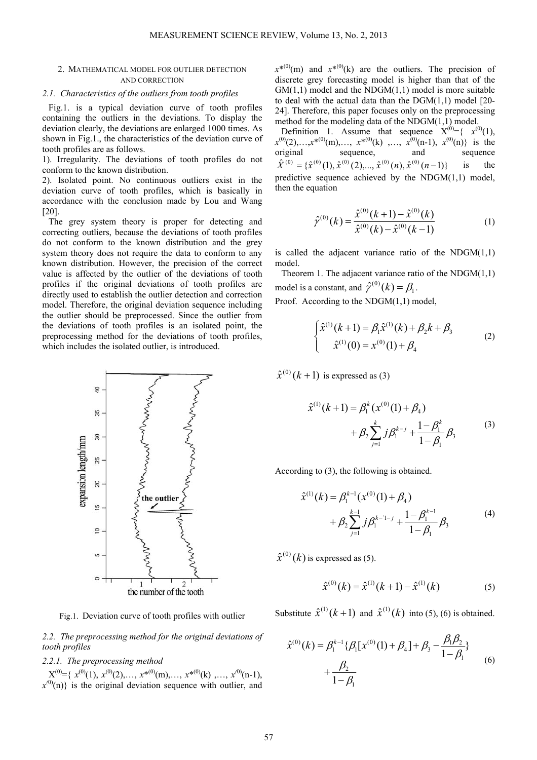## 2. MATHEMATICAL MODEL FOR OUTLIER DETECTION AND CORRECTION

### 2.1. Characteristics of the outliers from tooth profiles

Fig.1. is a typical deviation curve of tooth profiles containing the outliers in the deviations. To display the deviation clearly, the deviations are enlarged 1000 times. As shown in Fig.1., the characteristics of the deviation curve of tooth profiles are as follows.

1). Irregularity. The deviations of tooth profiles do not conform to the known distribution.

2). Isolated point. No continuous outliers exist in the deviation curve of tooth profiles, which is basically in accordance with the conclusion made by Lou and Wang [20].

The grey system theory is proper for detecting and correcting outliers, because the deviations of tooth profiles do not conform to the known distribution and the grey system theory does not require the data to conform to any known distribution. However, the precision of the correct value is affected by the outlier of the deviations of tooth profiles if the original deviations of tooth profiles are directly used to establish the outlier detection and correction model. Therefore, the original deviation sequence including the outlier should be preprocessed. Since the outlier from the deviations of tooth profiles is an isolated point, the preprocessing method for the deviations of tooth profiles, which includes the isolated outlier, is introduced.

Fig.1. Deviation curve of tooth profiles with outlier

### 2.2. The preprocessing method for the original deviations of tooth profiles

#### 2.2.1. The preprocessing method

$X^{(0)}=\{x^{(0)}(1), x^{(0)}(2),\ldots, x^{*(0)}(m),\ldots, x^{*(0)}(k),\ldots, x^{(0)}(n-1), x^{(0)}(n)\}$ is the original deviation sequence with outlier, and $x^{*(0)}(m)$ and $x^{*(0)}(k)$ are the outliers. The precision of discrete grey forecasting model is higher than that of the GM(1,1) model and the NDGM(1,1) model is more suitable to deal with the actual data than the DGM(1,1) model [20-24]. Therefore, this paper focuses only on the preprocessing method for the modeling data of the NDGM(1,1) model.

Definition 1. Assume that sequence $X^{(0)}=\{x^{(0)}(1), x^{(0)}(2),\ldots, x^{*(0)}(m),\ldots, x^{*(0)}(k),\ldots, x^{(0)}(n-1), x^{(0)}(n)\}$ is the original sequence, and sequence $\hat{X}^{(0)}=\{\hat{x}^{(0)}(1), \hat{x}^{(0)}(2),\ldots, \hat{x}^{(0)}(n), \hat{x}^{(0)}(n-1)\}$ is the predictive sequence achieved by the NDGM(1,1) model, then the equation

$$\hat{\gamma}^{(0)}(k)=\frac{\hat{x}^{(0)}(k+1)-\hat{x}^{(0)}(k)}{\hat{x}^{(0)}(k)-\hat{x}^{(0)}(k-1)} \tag{1}$$

is called the adjacent variance ratio of the NDGM(1,1) model.

Theorem 1. The adjacent variance ratio of the NDGM(1,1) model is a constant, and $\hat{\gamma}^{(0)}(k)=\beta_1$.

Proof. According to the NDGM(1,1) model,

$$\begin{cases}\hat{x}^{(1)}(k+1)=\beta_1\hat{x}^{(1)}(k)+\beta_2 k+\beta_3\\ \hat{x}^{(1)}(0)=x^{(0)}(1)+\beta_4\end{cases} \tag{2}$$

$\hat{x}^{(0)}(k+1)$ is expressed as (3)

$$\hat{x}^{(1)}(k+1)=\beta_1^k(x^{(0)}(1)+\beta_4)+\beta_2\sum_{j=1}^{k} j\beta_1^{k-j}+\frac{1-\beta_1^k}{1-\beta_1}\beta_3 \tag{3}$$

According to (3), the following is obtained.

$$\hat{x}^{(1)}(k)=\beta_1^{k-1}(x^{(0)}(1)+\beta_4)+\beta_2\sum_{j=1}^{k-1} j\beta_1^{k-1-j}+\frac{1-\beta_1^{k-1}}{1-\beta_1}\beta_3 \tag{4}$$

$\hat{x}^{(0)}(k)$ is expressed as (5).

$$\hat{x}^{(0)}(k)=\hat{x}^{(1)}(k+1)-\hat{x}^{(1)}(k) \tag{5}$$

Substitute $\hat{x}^{(1)}(k+1)$ and $\hat{x}^{(1)}(k)$ into (5), (6) is obtained.

$$\hat{x}^{(0)}(k)=\beta_1^{k-1}\{\beta_1[x^{(0)}(1)+\beta_4]+\beta_3-\frac{\beta_1\beta_2}{1-\beta_1}\}+\frac{\beta_2}{1-\beta_1} \tag{6}$$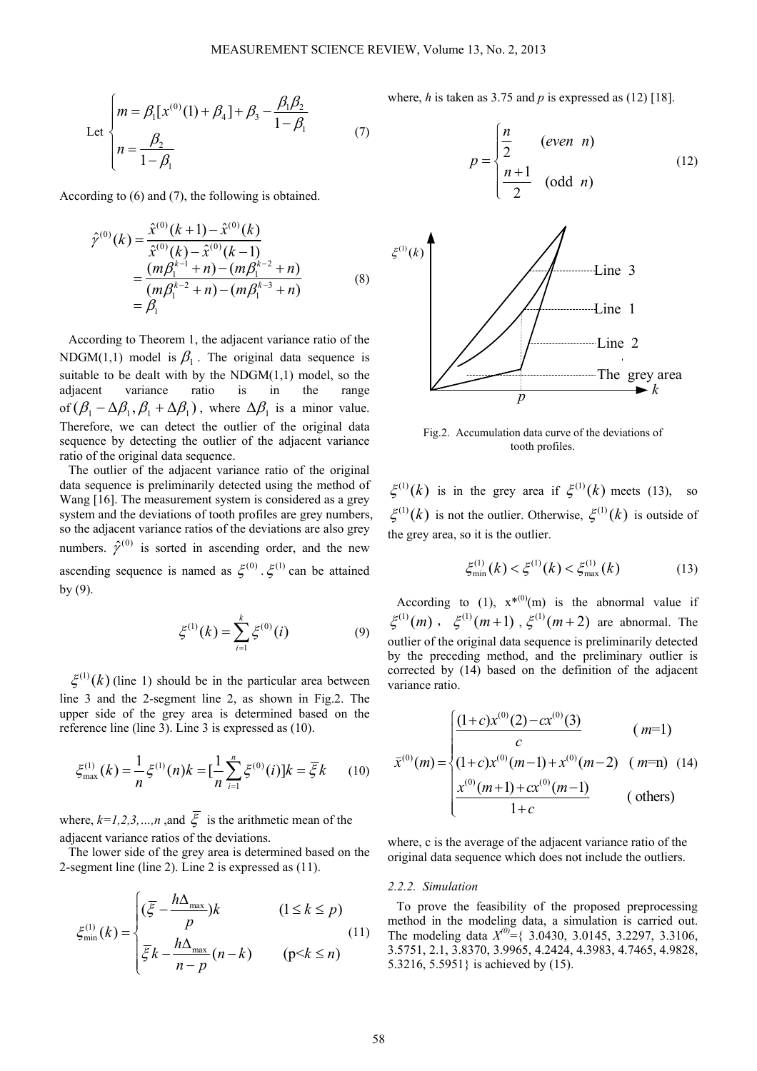$$\text{Let}\ \begin{cases} m = \beta_1[x^{(0)}(1) + \beta_4] + \beta_3 - \dfrac{\beta_1\beta_2}{1-\beta_1} \\ n = \dfrac{\beta_2}{1-\beta_1} \end{cases} \tag{7}$$

According to (6) and (7), the following is obtained.

$$\begin{aligned} \hat{\gamma}^{(0)}(k) &= \frac{\hat{x}^{(0)}(k+1) - \hat{x}^{(0)}(k)}{\hat{x}^{(0)}(k) - \hat{x}^{(0)}(k-1)} \\ &= \frac{(m\beta_1^{k-1} + n) - (m\beta_1^{k-2} + n)}{(m\beta_1^{k-2} + n) - (m\beta_1^{k-3} + n)} \\ &= \beta_1 \end{aligned} \tag{8}$$

According to Theorem 1, the adjacent variance ratio of the NDGM(1,1) model is $\beta_1$. The original data sequence is suitable to be dealt with by the NDGM(1,1) model, so the adjacent variance ratio is in the range of $(\beta_1 - \Delta\beta_1, \beta_1 + \Delta\beta_1)$, where $\Delta\beta_1$ is a minor value. Therefore, we can detect the outlier of the original data sequence by detecting the outlier of the adjacent variance ratio of the original data sequence.

The outlier of the adjacent variance ratio of the original data sequence is preliminarily detected using the method of Wang [16]. The measurement system is considered as a grey system and the deviations of tooth profiles are grey numbers, so the adjacent variance ratios of the deviations are also grey numbers. $\hat{\gamma}^{(0)}$ is sorted in ascending order, and the new ascending sequence is named as $\xi^{(0)}$. $\xi^{(1)}$ can be attained by (9).

$$\xi^{(1)}(k) = \sum_{i=1}^{k} \xi^{(0)}(i) \tag{9}$$

$\xi^{(1)}(k)$ (line 1) should be in the particular area between line 3 and the 2-segment line 2, as shown in Fig.2. The upper side of the grey area is determined based on the reference line (line 3). Line 3 is expressed as (10).

$$\xi_{\max}^{(1)}(k) = \frac{1}{n}\xi^{(1)}(n)k = [\frac{1}{n}\sum_{i=1}^{n}\xi^{(0)}(i)]k = \bar{\xi}k \tag{10}$$

where, $k=1,2,3,\ldots,n$ ,and $\bar{\xi}$ is the arithmetic mean of the adjacent variance ratios of the deviations.

The lower side of the grey area is determined based on the 2-segment line (line 2). Line 2 is expressed as (11).

$$\xi_{\min}^{(1)}(k) = \begin{cases} (\bar{\xi} - \dfrac{h\Delta_{\max}}{p})k & (1 \le k \le p) \\ \bar{\xi}k - \dfrac{h\Delta_{\max}}{n-p}(n-k) & (p < k \le n) \end{cases} \tag{11}$$

where, $h$ is taken as 3.75 and $p$ is expressed as (12) [18].

$$p = \begin{cases} \dfrac{n}{2} & (even\ \ n) \\ \dfrac{n+1}{2} & (\text{odd}\ \ n) \end{cases} \tag{12}$$

Fig.2. Accumulation data curve of the deviations of tooth profiles.

$\xi^{(1)}(k)$ is in the grey area if $\xi^{(1)}(k)$ meets (13), so $\xi^{(1)}(k)$ is not the outlier. Otherwise, $\xi^{(1)}(k)$ is outside of the grey area, so it is the outlier.

$$\xi_{\min}^{(1)}(k) < \xi^{(1)}(k) < \xi_{\max}^{(1)}(k) \tag{13}$$

According to (1), $x^{*(0)}(m)$ is the abnormal value if $\xi^{(1)}(m)$, $\xi^{(1)}(m+1)$, $\xi^{(1)}(m+2)$ are abnormal. The outlier of the original data sequence is preliminarily detected by the preceding method, and the preliminary outlier is corrected by (14) based on the definition of the adjacent variance ratio.

$$\breve{x}^{(0)}(m) = \begin{cases} \dfrac{(1+c)x^{(0)}(2) - cx^{(0)}(3)}{c} & (m=1) \\ (1+c)x^{(0)}(m-1) + x^{(0)}(m-2) & (m=\text{n}) \\ \dfrac{x^{(0)}(m+1) + cx^{(0)}(m-1)}{1+c} & (\text{others}) \end{cases} \tag{14}$$

where, c is the average of the adjacent variance ratio of the original data sequence which does not include the outliers.

#### 2.2.2. Simulation

To prove the feasibility of the proposed preprocessing method in the modeling data, a simulation is carried out. The modeling data $X^{(0)}$={ 3.0430, 3.0145, 3.2297, 3.3106, 3.5751, 2.1, 3.8370, 3.9965, 4.2424, 4.3983, 4.7465, 4.9828, 5.3216, 5.5951} is achieved by (15).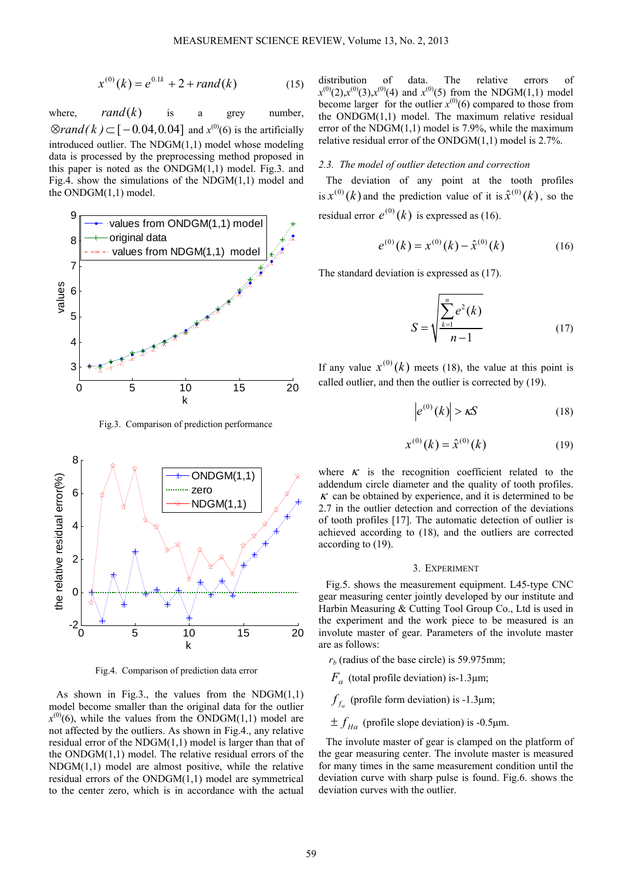$$x^{(0)}(k)=e^{0.1k}+2+rand(k) \tag{15}$$

where, $rand(k)$ is a grey number, $\otimes rand(k)\subset[-0.04,0.04]$ and $x^{(0)}(6)$ is the artificially introduced outlier. The NDGM(1,1) model whose modeling data is processed by the preprocessing method proposed in this paper is noted as the ONDGM(1,1) model. Fig.3. and Fig.4. show the simulations of the NDGM(1,1) model and the ONDGM(1,1) model.

Fig.3. Comparison of prediction performance

Fig.4. Comparison of prediction data error

As shown in Fig.3., the values from the NDGM(1,1) model become smaller than the original data for the outlier $x^{(0)}(6)$, while the values from the ONDGM(1,1) model are not affected by the outliers. As shown in Fig.4., any relative residual error of the NDGM(1,1) model is larger than that of the ONDGM(1,1) model. The relative residual errors of the NDGM(1,1) model are almost positive, while the relative residual errors of the ONDGM(1,1) model are symmetrical to the center zero, which is in accordance with the actual distribution of data. The relative errors of $x^{(0)}(2)$,$x^{(0)}(3)$,$x^{(0)}(4)$ and $x^{(0)}(5)$ from the NDGM(1,1) model become larger for the outlier $x^{(0)}(6)$ compared to those from the ONDGM(1,1) model. The maximum relative residual error of the NDGM(1,1) model is 7.9%, while the maximum relative residual error of the ONDGM(1,1) model is 2.7%.

### *2.3. The model of outlier detection and correction*

The deviation of any point at the tooth profiles is $x^{(0)}(k)$ and the prediction value of it is $\hat{x}^{(0)}(k)$, so the residual error $e^{(0)}(k)$ is expressed as (16).

$$e^{(0)}(k)=x^{(0)}(k)-\hat{x}^{(0)}(k) \tag{16}$$

The standard deviation is expressed as (17).

$$S=\sqrt{\frac{\sum_{k=1}^{n}e^{2}(k)}{n-1}} \tag{17}$$

If any value $x^{(0)}(k)$ meets (18), the value at this point is called outlier, and then the outlier is corrected by (19).

$$\left|e^{(0)}(k)\right|>\kappa S \tag{18}$$

$$x^{(0)}(k)=\hat{x}^{(0)}(k) \tag{19}$$

where $\kappa$ is the recognition coefficient related to the addendum circle diameter and the quality of tooth profiles. $\kappa$ can be obtained by experience, and it is determined to be 2.7 in the outlier detection and correction of the deviations of tooth profiles [17]. The automatic detection of outlier is achieved according to (18), and the outliers are corrected according to (19).

## 3. Experiment

Fig.5. shows the measurement equipment. L45-type CNC gear measuring center jointly developed by our institute and Harbin Measuring & Cutting Tool Group Co., Ltd is used in the experiment and the work piece to be measured is an involute master of gear. Parameters of the involute master are as follows:

$r_b$ (radius of the base circle) is 59.975mm;

$F_{\alpha}$ (total profile deviation) is-1.3μm;

$f_{f_{\alpha}}$ (profile form deviation) is -1.3μm;

$\pm f_{H\alpha}$ (profile slope deviation) is -0.5μm.

The involute master of gear is clamped on the platform of the gear measuring center. The involute master is measured for many times in the same measurement condition until the deviation curve with sharp pulse is found. Fig.6. shows the deviation curves with the outlier.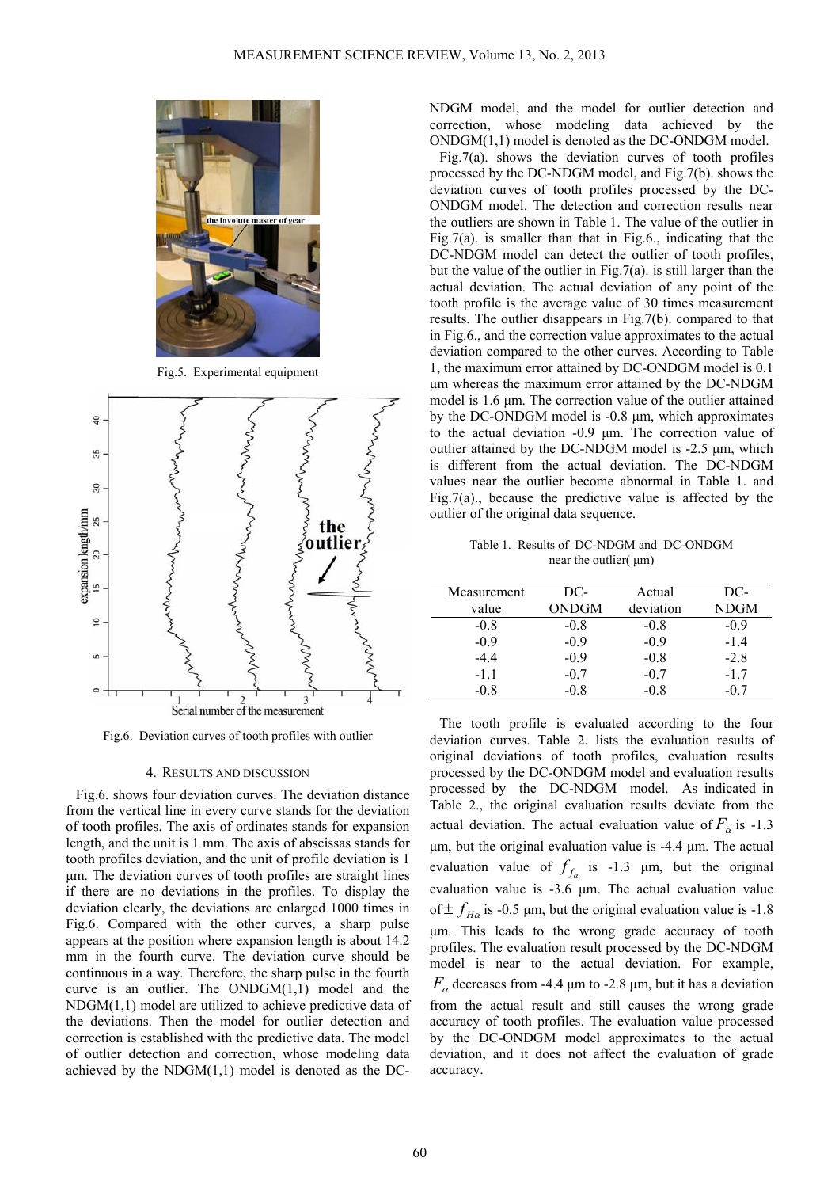Fig.5. Experimental equipment

Fig.6. Deviation curves of tooth profiles with outlier

## 4. RESULTS AND DISCUSSION

Fig.6. shows four deviation curves. The deviation distance from the vertical line in every curve stands for the deviation of tooth profiles. The axis of ordinates stands for expansion length, and the unit is 1 mm. The axis of abscissas stands for tooth profiles deviation, and the unit of profile deviation is 1 μm. The deviation curves of tooth profiles are straight lines if there are no deviations in the profiles. To display the deviation clearly, the deviations are enlarged 1000 times in Fig.6. Compared with the other curves, a sharp pulse appears at the position where expansion length is about 14.2 mm in the fourth curve. The deviation curve should be continuous in a way. Therefore, the sharp pulse in the fourth curve is an outlier. The ONDGM(1,1) model and the NDGM(1,1) model are utilized to achieve predictive data of the deviations. Then the model for outlier detection and correction is established with the predictive data. The model of outlier detection and correction, whose modeling data achieved by the NDGM(1,1) model is denoted as the DC-NDGM model, and the model for outlier detection and correction, whose modeling data achieved by the ONDGM(1,1) model is denoted as the DC-ONDGM model.

Fig.7(a). shows the deviation curves of tooth profiles processed by the DC-NDGM model, and Fig.7(b). shows the deviation curves of tooth profiles processed by the DC-ONDGM model. The detection and correction results near the outliers are shown in Table 1. The value of the outlier in Fig.7(a). is smaller than that in Fig.6., indicating that the DC-NDGM model can detect the outlier of tooth profiles, but the value of the outlier in Fig.7(a). is still larger than the actual deviation. The actual deviation of any point of the tooth profile is the average value of 30 times measurement results. The outlier disappears in Fig.7(b). compared to that in Fig.6., and the correction value approximates to the actual deviation compared to the other curves. According to Table 1, the maximum error attained by DC-ONDGM model is 0.1 μm whereas the maximum error attained by the DC-NDGM model is 1.6 μm. The correction value of the outlier attained by the DC-ONDGM model is -0.8 μm, which approximates to the actual deviation -0.9 μm. The correction value of outlier attained by the DC-NDGM model is -2.5 μm, which is different from the actual deviation. The DC-NDGM values near the outlier become abnormal in Table 1. and Fig.7(a)., because the predictive value is affected by the outlier of the original data sequence.

Table 1. Results of DC-NDGM and DC-ONDGM near the outlier( μm)

| Measurement value | DC-ONDGM | Actual deviation | DC-NDGM |
|---|---|---|---|
| -0.8 | -0.8 | -0.8 | -0.9 |
| -0.9 | -0.9 | -0.9 | -1.4 |
| -4.4 | -0.9 | -0.8 | -2.8 |
| -1.1 | -0.7 | -0.7 | -1.7 |
| -0.8 | -0.8 | -0.8 | -0.7 |

The tooth profile is evaluated according to the four deviation curves. Table 2. lists the evaluation results of original deviations of tooth profiles, evaluation results processed by the DC-ONDGM model and evaluation results processed by the DC-NDGM model. As indicated in Table 2., the original evaluation results deviate from the actual deviation. The actual evaluation value of $F_{\alpha}$ is -1.3 μm, but the original evaluation value is -4.4 μm. The actual evaluation value of $f_{f_{\alpha}}$ is -1.3 μm, but the original evaluation value is -3.6 μm. The actual evaluation value of $\pm f_{H\alpha}$ is -0.5 μm, but the original evaluation value is -1.8 μm. This leads to the wrong grade accuracy of tooth profiles. The evaluation result processed by the DC-NDGM model is near to the actual deviation. For example, $F_{\alpha}$ decreases from -4.4 μm to -2.8 μm, but it has a deviation from the actual result and still causes the wrong grade accuracy of tooth profiles. The evaluation value processed by the DC-ONDGM model approximates to the actual deviation, and it does not affect the evaluation of grade accuracy.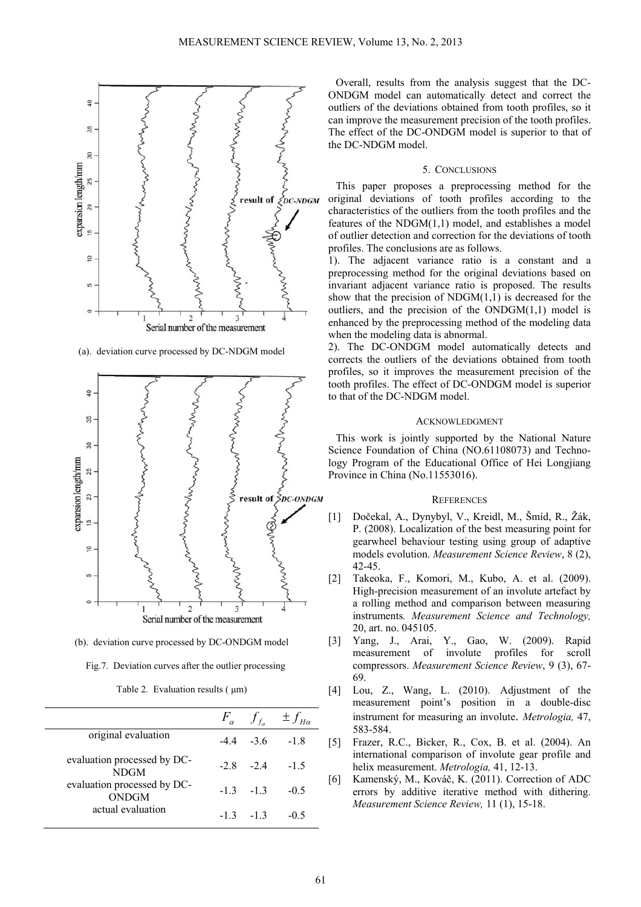(a). deviation curve processed by DC-NDGM model

(b). deviation curve processed by DC-ONDGM model

Fig.7. Deviation curves after the outlier processing

Table 2. Evaluation results ( μm)

| | $F_{\alpha}$ | $f_{f_{\alpha}}$ | $\pm f_{H\alpha}$ |
|---|---|---|---|
| original evaluation | -4.4 | -3.6 | -1.8 |
| evaluation processed by DC-NDGM | -2.8 | -2.4 | -1.5 |
| evaluation processed by DC-ONDGM | -1.3 | -1.3 | -0.5 |
| actual evaluation | -1.3 | -1.3 | -0.5 |

Overall, results from the analysis suggest that the DC-ONDGM model can automatically detect and correct the outliers of the deviations obtained from tooth profiles, so it can improve the measurement precision of the tooth profiles. The effect of the DC-ONDGM model is superior to that of the DC-NDGM model.

## 5. CONCLUSIONS

This paper proposes a preprocessing method for the original deviations of tooth profiles according to the characteristics of the outliers from the tooth profiles and the features of the NDGM(1,1) model, and establishes a model of outlier detection and correction for the deviations of tooth profiles. The conclusions are as follows.

1). The adjacent variance ratio is a constant and a preprocessing method for the original deviations based on invariant adjacent variance ratio is proposed. The results show that the precision of NDGM(1,1) is decreased for the outliers, and the precision of the ONDGM(1,1) model is enhanced by the preprocessing method of the modeling data when the modeling data is abnormal.

2). The DC-ONDGM model automatically detects and corrects the outliers of the deviations obtained from tooth profiles, so it improves the measurement precision of the tooth profiles. The effect of DC-ONDGM model is superior to that of the DC-NDGM model.

## ACKNOWLEDGMENT

This work is jointly supported by the National Nature Science Foundation of China (NO.61108073) and Technology Program of the Educational Office of Hei Longjiang Province in China (No.11553016).

## REFERENCES

[1] Dočekal, A., Dynybyl, V., Kreidl, M., Šmíd, R., Žák, P. (2008). Localization of the best measuring point for gearwheel behaviour testing using group of adaptive models evolution. *Measurement Science Review*, 8 (2), 42-45.

[2] Takeoka, F., Komori, M., Kubo, A. et al. (2009). High-precision measurement of an involute artefact by a rolling method and comparison between measuring instruments. *Measurement Science and Technology,* 20, art. no. 045105.

[3] Yang, J., Arai, Y., Gao, W. (2009). Rapid measurement of involute profiles for scroll compressors. *Measurement Science Review*, 9 (3), 67-69.

[4] Lou, Z., Wang, L. (2010). Adjustment of the measurement point's position in a double-disc instrument for measuring an involute. *Metrologia,* 47, 583-584.

[5] Frazer, R.C., Bicker, R., Cox, B. et al. (2004). An international comparison of involute gear profile and helix measurement. *Metrologia,* 41, 12-13.

[6] Kamenský, M., Kováč, K. (2011). Correction of ADC errors by additive iterative method with dithering. *Measurement Science Review,* 11 (1), 15-18.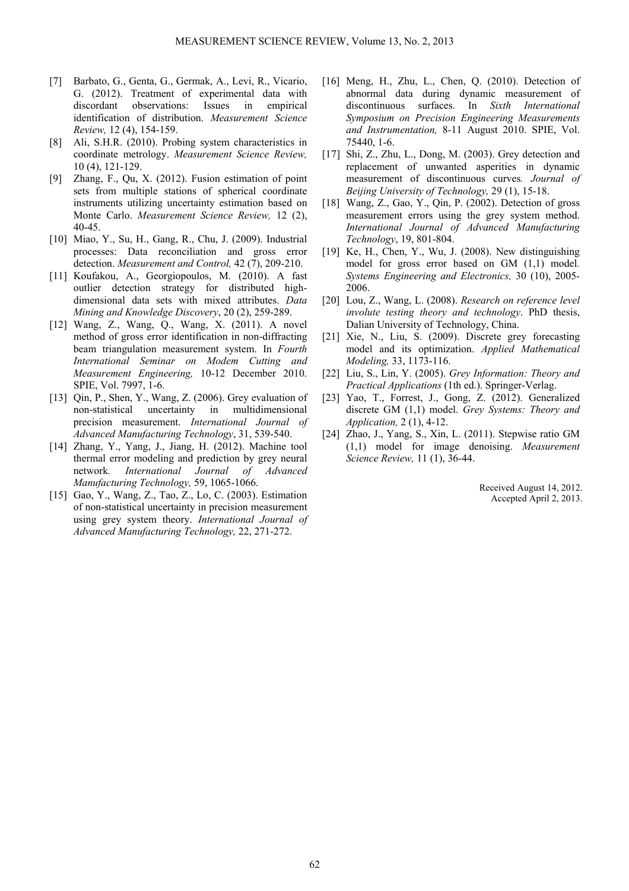[7] Barbato, G., Genta, G., Germak, A., Levi, R., Vicario, G. (2012). Treatment of experimental data with discordant observations: Issues in empirical identification of distribution. *Measurement Science Review,* 12 (4), 154-159.

[8] Ali, S.H.R. (2010). Probing system characteristics in coordinate metrology. *Measurement Science Review,* 10 (4), 121-129.

[9] Zhang, F., Qu, X. (2012). Fusion estimation of point sets from multiple stations of spherical coordinate instruments utilizing uncertainty estimation based on Monte Carlo. *Measurement Science Review,* 12 (2), 40-45.

[10] Miao, Y., Su, H., Gang, R., Chu, J. (2009). Industrial processes: Data reconciliation and gross error detection. *Measurement and Control,* 42 (7), 209-210.

[11] Koufakou, A., Georgiopoulos, M. (2010). A fast outlier detection strategy for distributed high-dimensional data sets with mixed attributes. *Data Mining and Knowledge Discovery*, 20 (2), 259-289.

[12] Wang, Z., Wang, Q., Wang, X. (2011). A novel method of gross error identification in non-diffracting beam triangulation measurement system. In *Fourth International Seminar on Modem Cutting and Measurement Engineering,* 10-12 December 2010. SPIE, Vol. 7997, 1-6.

[13] Qin, P., Shen, Y., Wang, Z. (2006). Grey evaluation of non-statistical uncertainty in multidimensional precision measurement. *International Journal of Advanced Manufacturing Technology*, 31, 539-540.

[14] Zhang, Y., Yang, J., Jiang, H. (2012). Machine tool thermal error modeling and prediction by grey neural network*. International Journal of Advanced Manufacturing Technology,* 59, 1065-1066.

[15] Gao, Y., Wang, Z., Tao, Z., Lo, C. (2003). Estimation of non-statistical uncertainty in precision measurement using grey system theory. *International Journal of Advanced Manufacturing Technology,* 22, 271-272.

[16] Meng, H., Zhu, L., Chen, Q. (2010). Detection of abnormal data during dynamic measurement of discontinuous surfaces. In *Sixth International Symposium on Precision Engineering Measurements and Instrumentation,* 8-11 August 2010. SPIE, Vol. 75440, 1-6.

[17] Shi, Z., Zhu, L., Dong, M. (2003). Grey detection and replacement of unwanted asperities in dynamic measurement of discontinuous curves*. Journal of Beijing University of Technology,* 29 (1), 15-18.

[18] Wang, Z., Gao, Y., Qin, P. (2002). Detection of gross measurement errors using the grey system method. *International Journal of Advanced Manufacturing Technology*, 19, 801-804.

[19] Ke, H., Chen, Y., Wu, J. (2008). New distinguishing model for gross error based on GM (1,1) model*. Systems Engineering and Electronics,* 30 (10), 2005-2006.

[20] Lou, Z., Wang, L. (2008). *Research on reference level involute testing theory and technology*. PhD thesis, Dalian University of Technology, China.

[21] Xie, N., Liu, S. (2009). Discrete grey forecasting model and its optimization. *Applied Mathematical Modeling,* 33, 1173-116.

[22] Liu, S., Lin, Y. (2005). *Grey Information: Theory and Practical Applications* (1th ed.). Springer-Verlag.

[23] Yao, T., Forrest, J., Gong, Z. (2012). Generalized discrete GM (1,1) model. *Grey Systems: Theory and Application,* 2 (1), 4-12.

[24] Zhao, J., Yang, S., Xin, L. (2011). Stepwise ratio GM (1,1) model for image denoising. *Measurement Science Review,* 11 (1), 36-44.

Received August 14, 2012.
Accepted April 2, 2013.